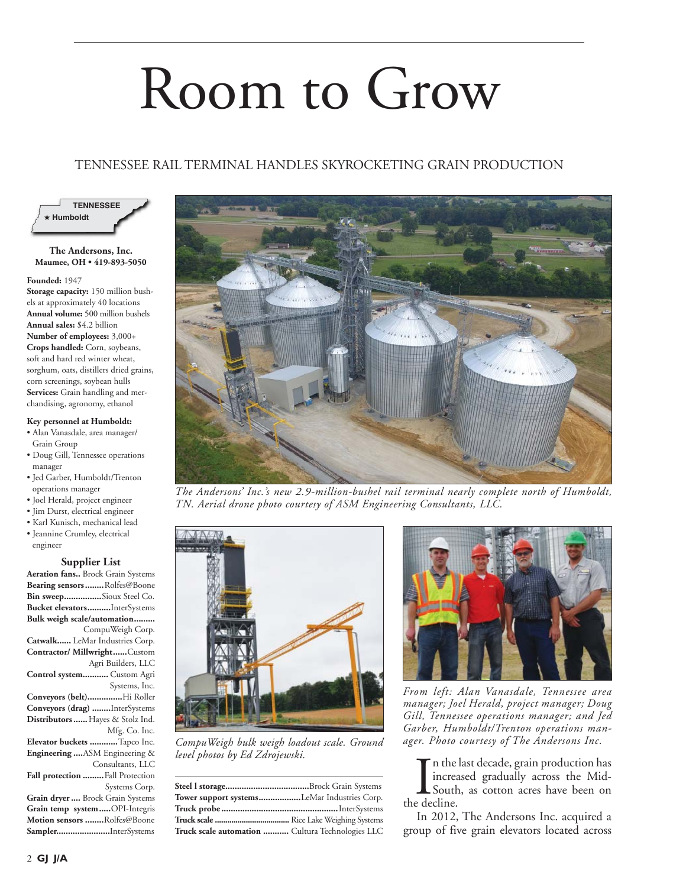# Room to Grow

## TENNESSEE RAIL TERMINAL HANDLES SKYROCKETING GRAIN PRODUCTION

TENNESSEE
★ Humboldt

**The Andersons, Inc.**
**Maumee, OH • 419-893-5050**

**Founded:** 1947
**Storage capacity:** 150 million bushels at approximately 40 locations
**Annual volume:** 500 million bushels
**Annual sales:** $4.2 billion
**Number of employees:** 3,000+
**Crops handled:** Corn, soybeans, soft and hard red winter wheat, sorghum, oats, distillers dried grains, corn screenings, soybean hulls
**Services:** Grain handling and merchandising, agronomy, ethanol

**Key personnel at Humboldt:**

- Alan Vanasdale, area manager/ Grain Group
- Doug Gill, Tennessee operations manager
- Jed Garber, Humboldt/Trenton operations manager
- Joel Herald, project engineer
- Jim Durst, electrical engineer
- Karl Kunisch, mechanical lead
- Jeannine Crumley, electrical engineer

### Supplier List

**Aeration fans..** Brock Grain Systems
**Bearing sensors........**Rolfes@Boone
**Bin sweep................**Sioux Steel Co.
**Bucket elevators..........**InterSystems
**Bulk weigh scale/automation.........** CompuWeigh Corp.
**Catwalk......** LeMar Industries Corp.
**Contractor/ Millwright......**Custom Agri Builders, LLC
**Control system...........** Custom Agri Systems, Inc.
**Conveyors (belt)..............**Hi Roller
**Conveyors (drag) ........**InterSystems
**Distributors......** Hayes & Stolz Ind. Mfg. Co. Inc.
**Elevator buckets ............**Tapco Inc.
**Engineering ....**ASM Engineering & Consultants, LLC
**Fall protection .........**Fall Protection Systems Corp.
**Grain dryer ....** Brock Grain Systems
**Grain temp system.....**OPI-Integris
**Motion sensors ........**Rolfes@Boone
**Sampler.......................**InterSystems
**Steel l storage...................................**Brock Grain Systems
**Tower support systems..................**LeMar Industries Corp.
**Truck probe ..............................................**InterSystems
**Truck scale ....................................** Rice Lake Weighing Systems
**Truck scale automation ...........** Cultura Technologies LLC

*The Andersons' Inc.'s new 2.9-million-bushel rail terminal nearly complete north of Humboldt, TN. Aerial drone photo courtesy of ASM Engineering Consultants, LLC.*

*CompuWeigh bulk weigh loadout scale. Ground level photos by Ed Zdrojewski.*

*From left: Alan Vanasdale, Tennessee area manager; Joel Herald, project manager; Doug Gill, Tennessee operations manager; and Jed Garber, Humboldt/Trenton operations manager. Photo courtesy of The Andersons Inc.*

In the last decade, grain production has increased gradually across the Mid-South, as cotton acres have been on the decline.

In 2012, The Andersons Inc. acquired a group of five grain elevators located across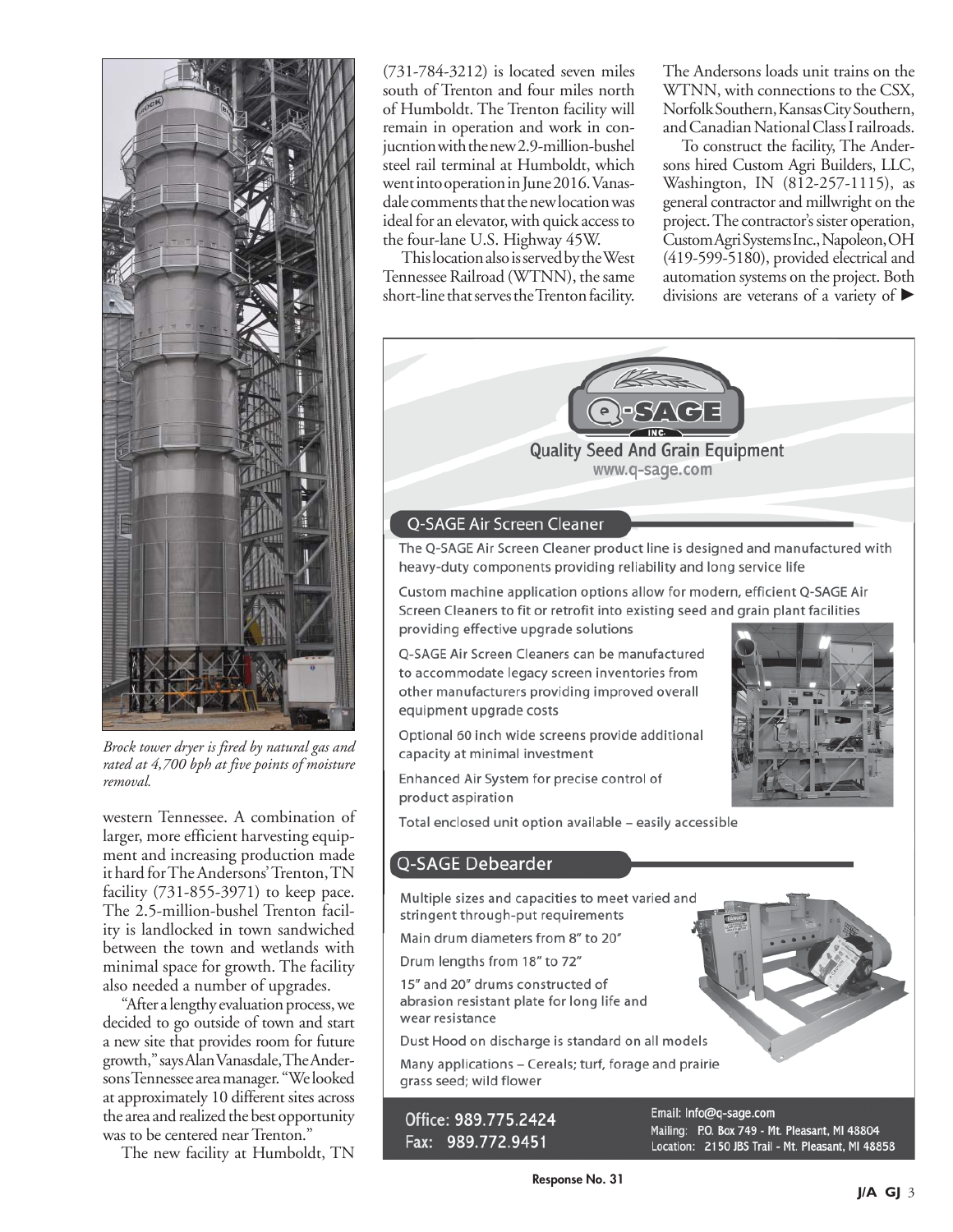*Brock tower dryer is fired by natural gas and rated at 4,700 bph at five points of moisture removal.*

western Tennessee. A combination of larger, more efficient harvesting equipment and increasing production made it hard for The Andersons' Trenton, TN facility (731-855-3971) to keep pace. The 2.5-million-bushel Trenton facility is landlocked in town sandwiched between the town and wetlands with minimal space for growth. The facility also needed a number of upgrades.

"After a lengthy evaluation process, we decided to go outside of town and start a new site that provides room for future growth," says Alan Vanasdale, The Andersons Tennessee area manager. "We looked at approximately 10 different sites across the area and realized the best opportunity was to be centered near Trenton."

The new facility at Humboldt, TN (731-784-3212) is located seven miles south of Trenton and four miles north of Humboldt. The Trenton facility will remain in operation and work in conjucntion with the new 2.9-million-bushel steel rail terminal at Humboldt, which went into operation in June 2016. Vanasdale comments that the new location was ideal for an elevator, with quick access to the four-lane U.S. Highway 45W.

This location also is served by the West Tennessee Railroad (WTNN), the same short-line that serves the Trenton facility. The Andersons loads unit trains on the WTNN, with connections to the CSX, Norfolk Southern, Kansas City Southern, and Canadian National Class I railroads.

To construct the facility, The Andersons hired Custom Agri Builders, LLC, Washington, IN (812-257-1115), as general contractor and millwright on the project. The contractor's sister operation, Custom Agri Systems Inc., Napoleon, OH (419-599-5180), provided electrical and automation systems on the project. Both divisions are veterans of a variety of ►

Q-SAGE INC.

Quality Seed And Grain Equipment

www.q-sage.com

## Q-SAGE Air Screen Cleaner

The Q-SAGE Air Screen Cleaner product line is designed and manufactured with heavy-duty components providing reliability and long service life

Custom machine application options allow for modern, efficient Q-SAGE Air Screen Cleaners to fit or retrofit into existing seed and grain plant facilities providing effective upgrade solutions

Q-SAGE Air Screen Cleaners can be manufactured to accommodate legacy screen inventories from other manufacturers providing improved overall equipment upgrade costs

Optional 60 inch wide screens provide additional capacity at minimal investment

Enhanced Air System for precise control of product aspiration

Total enclosed unit option available – easily accessible

## Q-SAGE Debearder

Multiple sizes and capacities to meet varied and stringent through-put requirements

Main drum diameters from 8" to 20"

Drum lengths from 18" to 72"

15" and 20" drums constructed of abrasion resistant plate for long life and wear resistance

Dust Hood on discharge is standard on all models

Many applications – Cereals; turf, forage and prairie grass seed; wild flower

Office: 989.775.2424
Fax: 989.772.9451

Email: Info@q-sage.com
Mailing: P.O. Box 749 - Mt. Pleasant, MI 48804
Location: 2150 JBS Trail - Mt. Pleasant, MI 48858

Response No. 31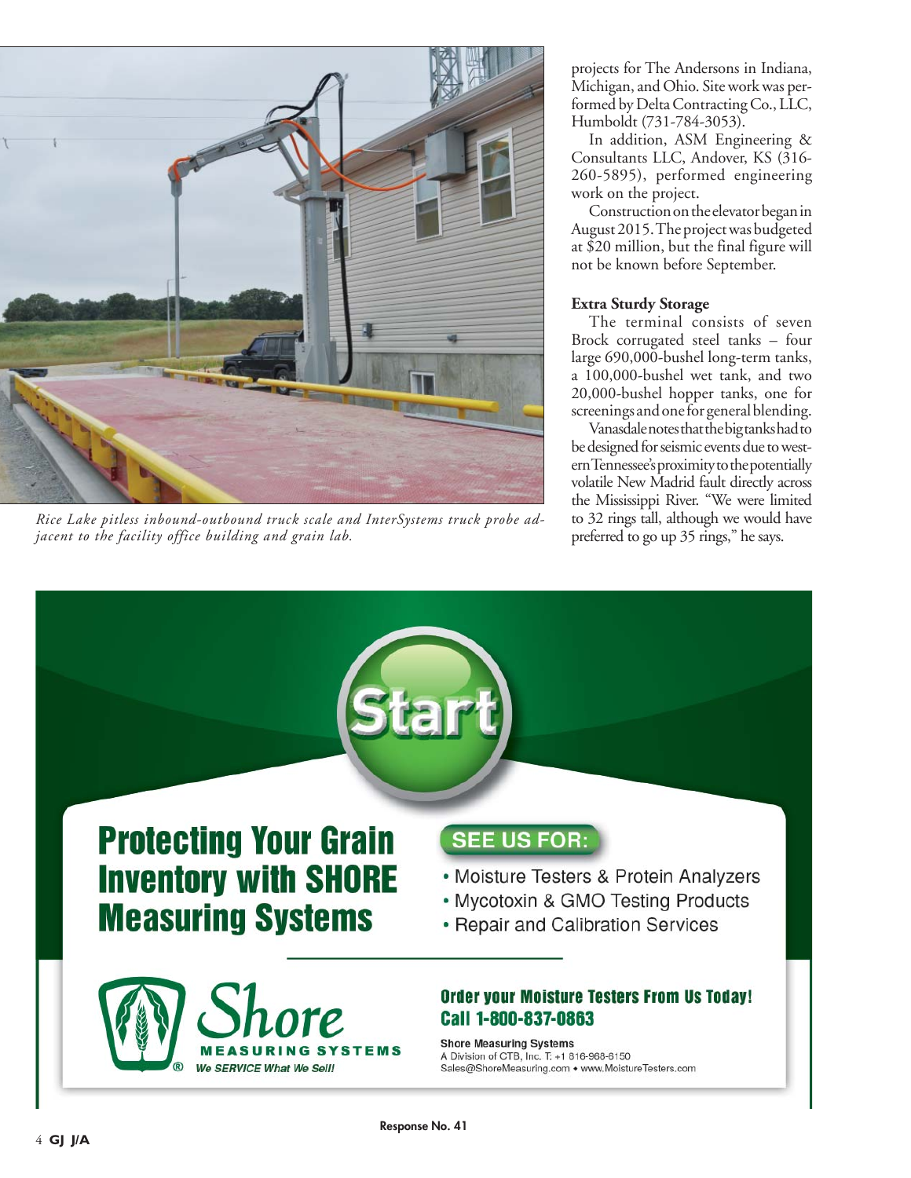*Rice Lake pitless inbound-outbound truck scale and InterSystems truck probe adjacent to the facility office building and grain lab.*

projects for The Andersons in Indiana, Michigan, and Ohio. Site work was performed by Delta Contracting Co., LLC, Humboldt (731-784-3053).

In addition, ASM Engineering & Consultants LLC, Andover, KS (316-260-5895), performed engineering work on the project.

Construction on the elevator began in August 2015. The project was budgeted at $20 million, but the final figure will not be known before September.

**Extra Sturdy Storage**

The terminal consists of seven Brock corrugated steel tanks – four large 690,000-bushel long-term tanks, a 100,000-bushel wet tank, and two 20,000-bushel hopper tanks, one for screenings and one for general blending.

Vanasdale notes that the big tanks had to be designed for seismic events due to western Tennessee's proximity to the potentially volatile New Madrid fault directly across the Mississippi River. "We were limited to 32 rings tall, although we would have preferred to go up 35 rings," he says.

Start

**Protecting Your Grain Inventory with SHORE Measuring Systems**

SEE US FOR:

- Moisture Testers & Protein Analyzers
- Mycotoxin & GMO Testing Products
- Repair and Calibration Services

Shore MEASURING SYSTEMS
We SERVICE What We Sell!

**Order your Moisture Testers From Us Today! Call 1-800-837-0863**

Shore Measuring Systems
A Division of CTB, Inc. T: +1 816-968-6150
Sales@ShoreMeasuring.com • www.MoistureTesters.com

Response No. 41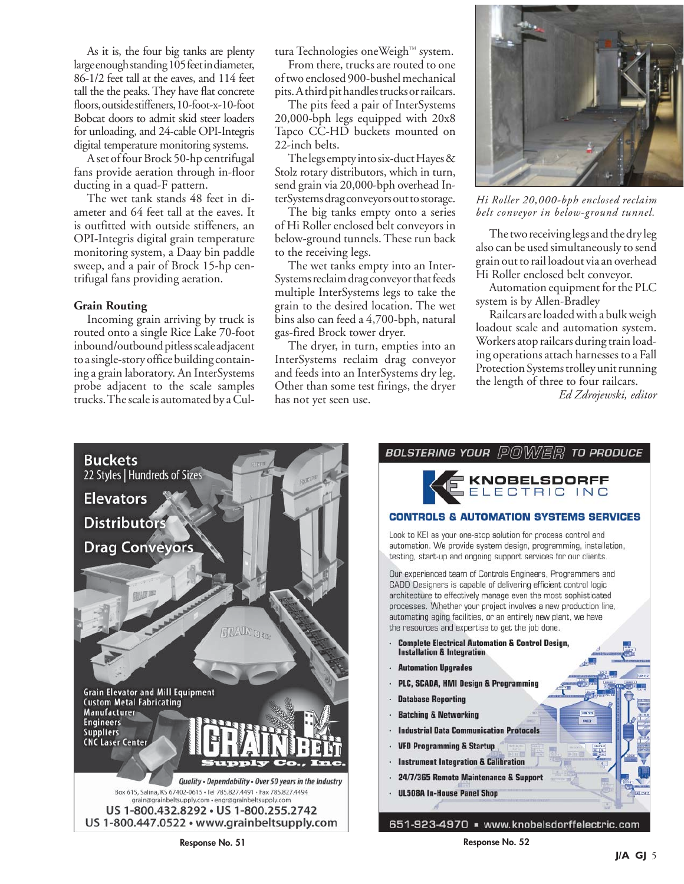As it is, the four big tanks are plenty large enough standing 105 feet in diameter, 86-1/2 feet tall at the eaves, and 114 feet tall the the peaks. They have flat concrete floors, outside stiffeners, 10-foot-x-10-foot Bobcat doors to admit skid steer loaders for unloading, and 24-cable OPI-Integris digital temperature monitoring systems.

A set of four Brock 50-hp centrifugal fans provide aeration through in-floor ducting in a quad-F pattern.

The wet tank stands 48 feet in diameter and 64 feet tall at the eaves. It is outfitted with outside stiffeners, an OPI-Integris digital grain temperature monitoring system, a Daay bin paddle sweep, and a pair of Brock 15-hp centrifugal fans providing aeration.

**Grain Routing**

Incoming grain arriving by truck is routed onto a single Rice Lake 70-foot inbound/outbound pitless scale adjacent to a single-story office building containing a grain laboratory. An InterSystems probe adjacent to the scale samples trucks. The scale is automated by a Cultura Technologies oneWeigh™ system.

From there, trucks are routed to one of two enclosed 900-bushel mechanical pits. A third pit handles trucks or railcars.

The pits feed a pair of InterSystems 20,000-bph legs equipped with 20x8 Tapco CC-HD buckets mounted on 22-inch belts.

The legs empty into six-duct Hayes & Stolz rotary distributors, which in turn, send grain via 20,000-bph overhead InterSystems drag conveyors out to storage.

The big tanks empty onto a series of Hi Roller enclosed belt conveyors in below-ground tunnels. These run back to the receiving legs.

The wet tanks empty into an InterSystems reclaim drag conveyor that feeds multiple InterSystems legs to take the grain to the desired location. The wet bins also can feed a 4,700-bph, natural gas-fired Brock tower dryer.

The dryer, in turn, empties into an InterSystems reclaim drag conveyor and feeds into an InterSystems dry leg. Other than some test firings, the dryer has not yet seen use.

*Hi Roller 20,000-bph enclosed reclaim belt conveyor in below-ground tunnel.*

The two receiving legs and the dry leg also can be used simultaneously to send grain out to rail loadout via an overhead Hi Roller enclosed belt conveyor.

Automation equipment for the PLC system is by Allen-Bradley

Railcars are loaded with a bulk weigh loadout scale and automation system. Workers atop railcars during train loading operations attach harnesses to a Fall Protection Systems trolley unit running the length of three to four railcars.

*Ed Zdrojewski, editor*

Buckets
22 Styles | Hundreds of Sizes
Elevators
Distributors
Drag Conveyors

Grain Elevator and Mill Equipment
Custom Metal Fabricating
Manufacturer
Engineers
Suppliers
CNC Laser Center

GRAIN BELT Supply Co., Inc.

Quality • Dependability • Over 50 years in the Industry
Box 615, Salina, KS 67402-0615 • Tel 785.827.4491 • Fax 785.827.4494
grain@grainbeltsupply.com • engr@grainbeltsupply.com
US 1-800.432.8292 • US 1-800.255.2742
US 1-800.447.0522 • www.grainbeltsupply.com

Response No. 51

BOLSTERING YOUR POWER TO PRODUCE

KNOBELSDORFF ELECTRIC INC

CONTROLS & AUTOMATION SYSTEMS SERVICES

Look to KEI as your one-stop solution for process control and automation. We provide system design, programming, installation, testing, start-up and ongoing support services for our clients.

Our experienced team of Controls Engineers, Programmers and CADD Designers is capable of delivering efficient control logic architecture to effectively manage even the most sophisticated processes. Whether your project involves a new production line, automating aging facilities, or an entirely new plant, we have the resources and expertise to get the job done.

- Complete Electrical Automation & Control Design, Installation & Integration
- Automation Upgrades
- PLC, SCADA, HMI Design & Programming
- Database Reporting
- Batching & Networking
- Industrial Data Communication Protocols
- VFD Programming & Startup
- Instrument Integration & Calibration
- 24/7/365 Remote Maintenance & Support
- UL508A In-House Panel Shop

651-923-4970 • www.knobelsdorffelectric.com

Response No. 52